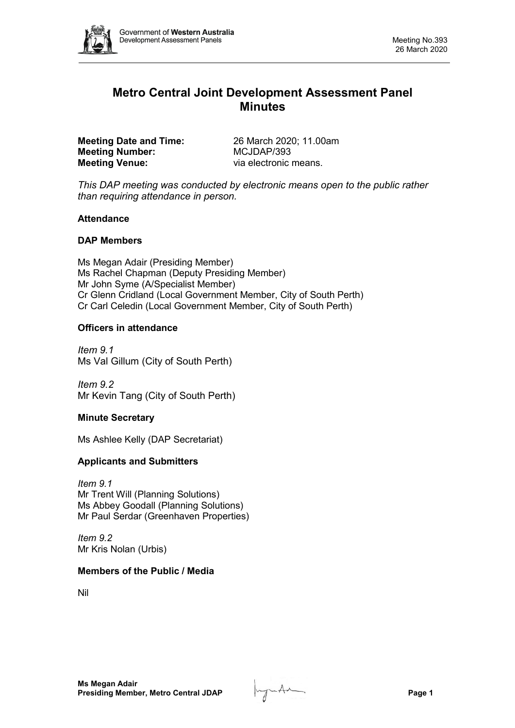# Metro Central Joint Development Assessment Panel Minutes

**Meeting Date and Time:** 26 March 2020; 11.00am
**Meeting Number:** MCJDAP/393
**Meeting Venue:** via electronic means.

*This DAP meeting was conducted by electronic means open to the public rather than requiring attendance in person.*

## Attendance

### DAP Members

Ms Megan Adair (Presiding Member)
Ms Rachel Chapman (Deputy Presiding Member)
Mr John Syme (A/Specialist Member)
Cr Glenn Cridland (Local Government Member, City of South Perth)
Cr Carl Celedin (Local Government Member, City of South Perth)

### Officers in attendance

*Item 9.1*
Ms Val Gillum (City of South Perth)

*Item 9.2*
Mr Kevin Tang (City of South Perth)

### Minute Secretary

Ms Ashlee Kelly (DAP Secretariat)

### Applicants and Submitters

*Item 9.1*
Mr Trent Will (Planning Solutions)
Ms Abbey Goodall (Planning Solutions)
Mr Paul Serdar (Greenhaven Properties)

*Item 9.2*
Mr Kris Nolan (Urbis)

### Members of the Public / Media

Nil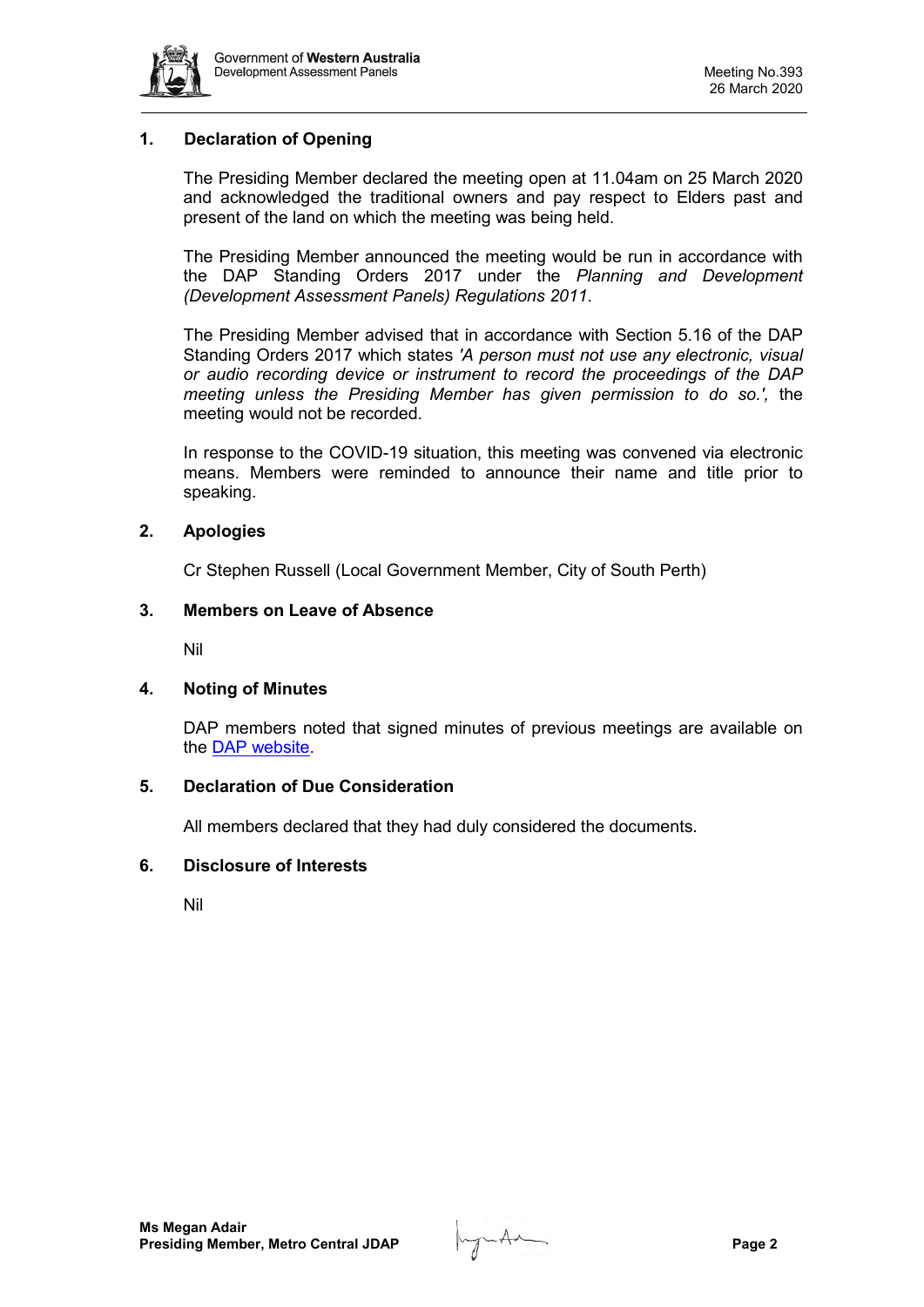## 1. Declaration of Opening

The Presiding Member declared the meeting open at 11.04am on 25 March 2020 and acknowledged the traditional owners and pay respect to Elders past and present of the land on which the meeting was being held.

The Presiding Member announced the meeting would be run in accordance with the DAP Standing Orders 2017 under the *Planning and Development (Development Assessment Panels) Regulations 2011*.

The Presiding Member advised that in accordance with Section 5.16 of the DAP Standing Orders 2017 which states *'A person must not use any electronic, visual or audio recording device or instrument to record the proceedings of the DAP meeting unless the Presiding Member has given permission to do so.',* the meeting would not be recorded.

In response to the COVID-19 situation, this meeting was convened via electronic means. Members were reminded to announce their name and title prior to speaking.

## 2. Apologies

Cr Stephen Russell (Local Government Member, City of South Perth)

## 3. Members on Leave of Absence

Nil

## 4. Noting of Minutes

DAP members noted that signed minutes of previous meetings are available on the DAP website.

## 5. Declaration of Due Consideration

All members declared that they had duly considered the documents.

## 6. Disclosure of Interests

Nil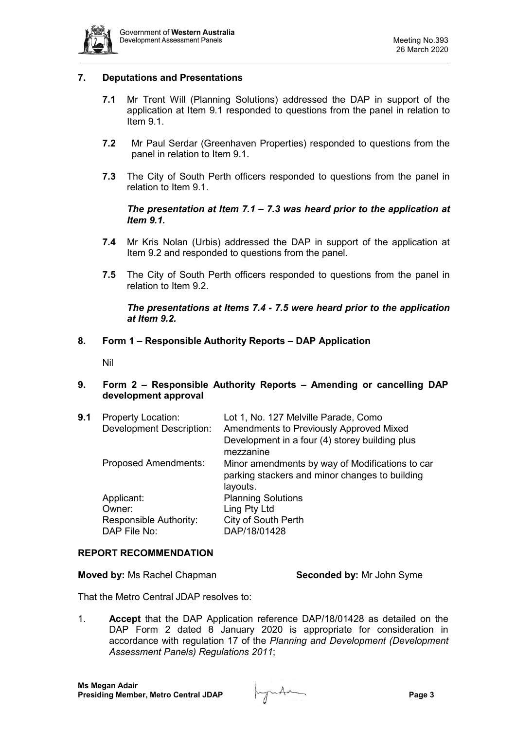## 7. Deputations and Presentations

**7.1** Mr Trent Will (Planning Solutions) addressed the DAP in support of the application at Item 9.1 responded to questions from the panel in relation to Item 9.1.

**7.2** Mr Paul Serdar (Greenhaven Properties) responded to questions from the panel in relation to Item 9.1.

**7.3** The City of South Perth officers responded to questions from the panel in relation to Item 9.1.

***The presentation at Item 7.1 – 7.3 was heard prior to the application at Item 9.1.***

**7.4** Mr Kris Nolan (Urbis) addressed the DAP in support of the application at Item 9.2 and responded to questions from the panel.

**7.5** The City of South Perth officers responded to questions from the panel in relation to Item 9.2.

***The presentations at Items 7.4 - 7.5 were heard prior to the application at Item 9.2.***

## 8. Form 1 – Responsible Authority Reports – DAP Application

Nil

## 9. Form 2 – Responsible Authority Reports – Amending or cancelling DAP development approval

| **9.1** | Property Location: | Lot 1, No. 127 Melville Parade, Como |
|---|---|---|
| | Development Description: | Amendments to Previously Approved Mixed Development in a four (4) storey building plus mezzanine |
| | Proposed Amendments: | Minor amendments by way of Modifications to car parking stackers and minor changes to building layouts. |
| | Applicant: | Planning Solutions |
| | Owner: | Ling Pty Ltd |
| | Responsible Authority: | City of South Perth |
| | DAP File No: | DAP/18/01428 |

### REPORT RECOMMENDATION

**Moved by:** Ms Rachel Chapman **Seconded by:** Mr John Syme

That the Metro Central JDAP resolves to:

1. **Accept** that the DAP Application reference DAP/18/01428 as detailed on the DAP Form 2 dated 8 January 2020 is appropriate for consideration in accordance with regulation 17 of the *Planning and Development (Development Assessment Panels) Regulations 2011*;

**Ms Megan Adair**
**Presiding Member, Metro Central JDAP**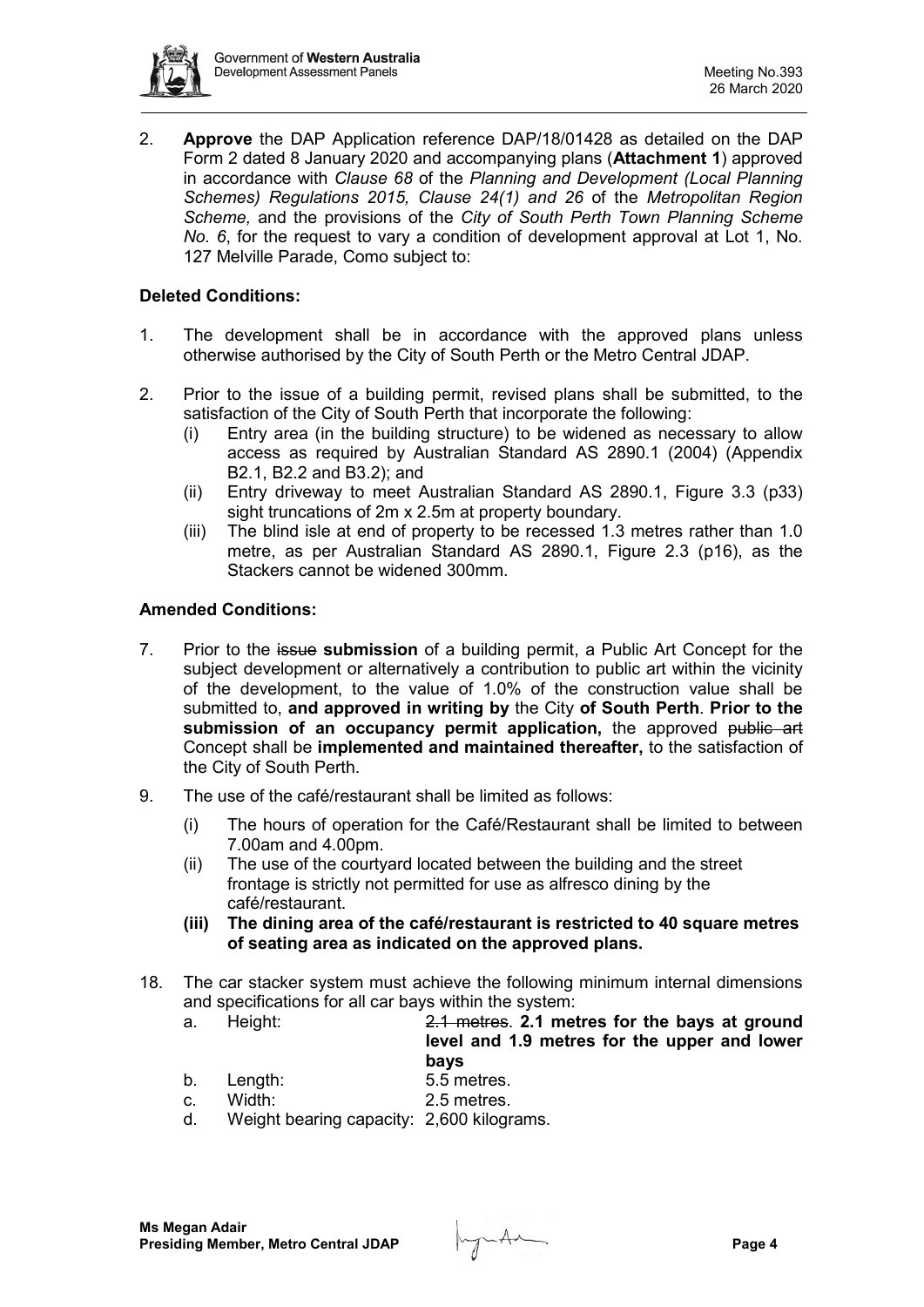2. **Approve** the DAP Application reference DAP/18/01428 as detailed on the DAP Form 2 dated 8 January 2020 and accompanying plans (**Attachment 1**) approved in accordance with *Clause 68* of the *Planning and Development (Local Planning Schemes) Regulations 2015, Clause 24(1) and 26* of the *Metropolitan Region Scheme,* and the provisions of the *City of South Perth Town Planning Scheme No. 6*, for the request to vary a condition of development approval at Lot 1, No. 127 Melville Parade, Como subject to:

**Deleted Conditions:**

1. The development shall be in accordance with the approved plans unless otherwise authorised by the City of South Perth or the Metro Central JDAP.

2. Prior to the issue of a building permit, revised plans shall be submitted, to the satisfaction of the City of South Perth that incorporate the following:
   (i) Entry area (in the building structure) to be widened as necessary to allow access as required by Australian Standard AS 2890.1 (2004) (Appendix B2.1, B2.2 and B3.2); and
   (ii) Entry driveway to meet Australian Standard AS 2890.1, Figure 3.3 (p33) sight truncations of 2m x 2.5m at property boundary.
   (iii) The blind isle at end of property to be recessed 1.3 metres rather than 1.0 metre, as per Australian Standard AS 2890.1, Figure 2.3 (p16), as the Stackers cannot be widened 300mm.

**Amended Conditions:**

7. Prior to the ~~issue~~ **submission** of a building permit, a Public Art Concept for the subject development or alternatively a contribution to public art within the vicinity of the development, to the value of 1.0% of the construction value shall be submitted to, **and approved in writing by** the City **of South Perth**. **Prior to the submission of an occupancy permit application,** the approved ~~public art~~ Concept shall be **implemented and maintained thereafter,** to the satisfaction of the City of South Perth.

9. The use of the café/restaurant shall be limited as follows:
   (i) The hours of operation for the Café/Restaurant shall be limited to between 7.00am and 4.00pm.
   (ii) The use of the courtyard located between the building and the street frontage is strictly not permitted for use as alfresco dining by the café/restaurant.
   **(iii) The dining area of the café/restaurant is restricted to 40 square metres of seating area as indicated on the approved plans.**

18. The car stacker system must achieve the following minimum internal dimensions and specifications for all car bays within the system:
   a. Height: ~~2.1 metres~~. **2.1 metres for the bays at ground level and 1.9 metres for the upper and lower bays**
   b. Length: 5.5 metres.
   c. Width: 2.5 metres.
   d. Weight bearing capacity: 2,600 kilograms.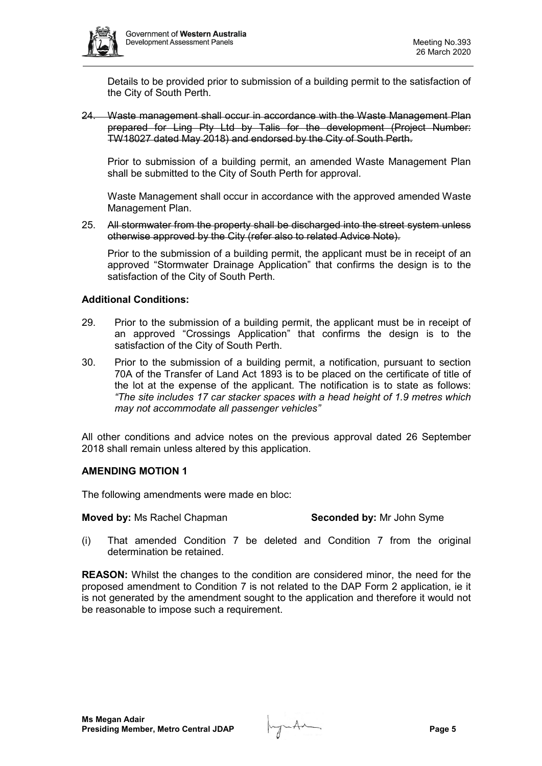Details to be provided prior to submission of a building permit to the satisfaction of the City of South Perth.

24. ~~Waste management shall occur in accordance with the Waste Management Plan prepared for Ling Pty Ltd by Talis for the development (Project Number: TW18027 dated May 2018) and endorsed by the City of South Perth.~~

    Prior to submission of a building permit, an amended Waste Management Plan shall be submitted to the City of South Perth for approval.

    Waste Management shall occur in accordance with the approved amended Waste Management Plan.

25. ~~All stormwater from the property shall be discharged into the street system unless otherwise approved by the City (refer also to related Advice Note).~~

    Prior to the submission of a building permit, the applicant must be in receipt of an approved "Stormwater Drainage Application" that confirms the design is to the satisfaction of the City of South Perth.

**Additional Conditions:**

29. Prior to the submission of a building permit, the applicant must be in receipt of an approved "Crossings Application" that confirms the design is to the satisfaction of the City of South Perth.

30. Prior to the submission of a building permit, a notification, pursuant to section 70A of the Transfer of Land Act 1893 is to be placed on the certificate of title of the lot at the expense of the applicant. The notification is to state as follows: *"The site includes 17 car stacker spaces with a head height of 1.9 metres which may not accommodate all passenger vehicles"*

All other conditions and advice notes on the previous approval dated 26 September 2018 shall remain unless altered by this application.

**AMENDING MOTION 1**

The following amendments were made en bloc:

**Moved by:** Ms Rachel Chapman **Seconded by:** Mr John Syme

(i) That amended Condition 7 be deleted and Condition 7 from the original determination be retained.

**REASON:** Whilst the changes to the condition are considered minor, the need for the proposed amendment to Condition 7 is not related to the DAP Form 2 application, ie it is not generated by the amendment sought to the application and therefore it would not be reasonable to impose such a requirement.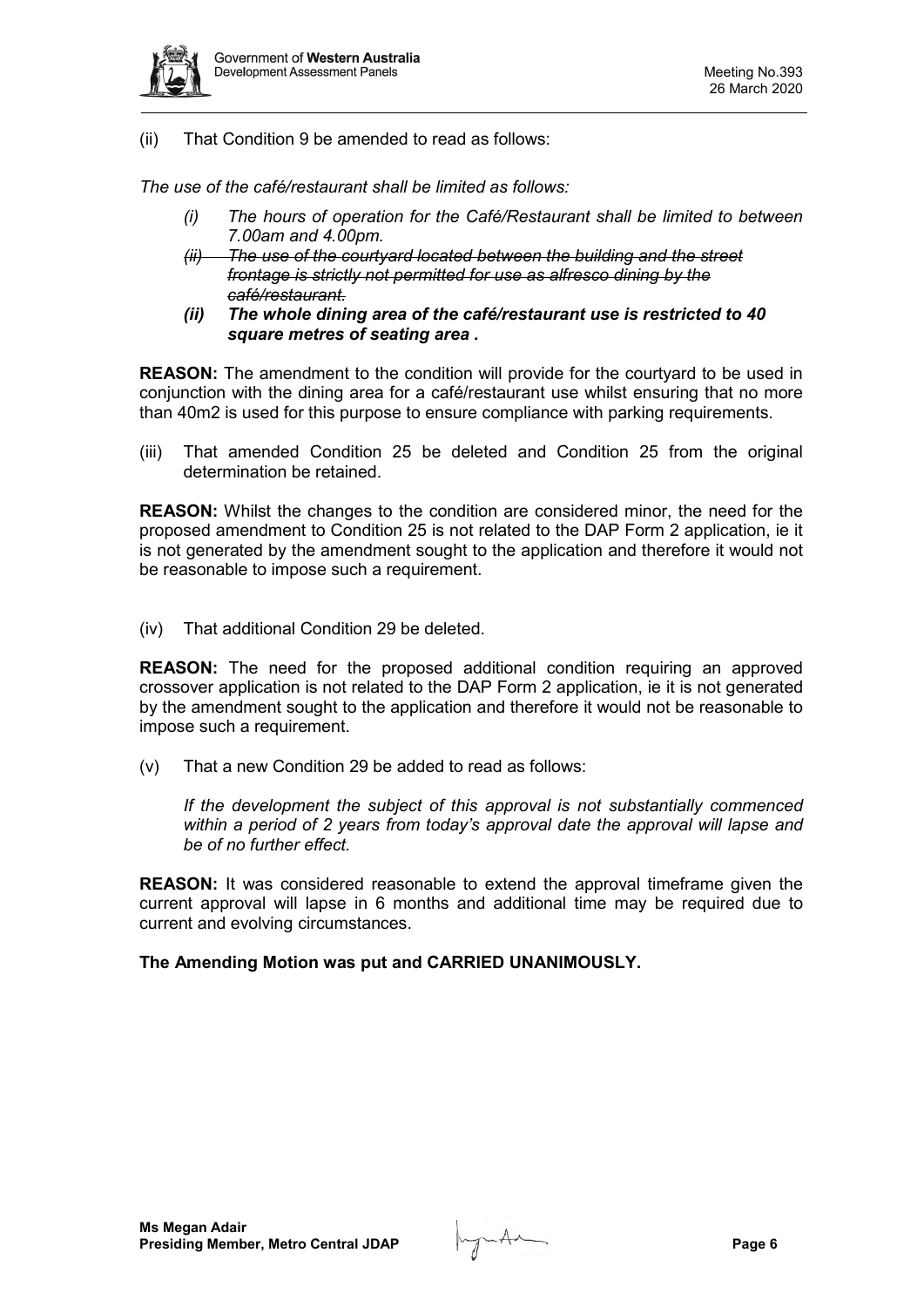(ii) That Condition 9 be amended to read as follows:

*The use of the café/restaurant shall be limited as follows:*

- *(i) The hours of operation for the Café/Restaurant shall be limited to between 7.00am and 4.00pm.*
- ~~*(ii) The use of the courtyard located between the building and the street frontage is strictly not permitted for use as alfresco dining by the café/restaurant.*~~
- ***(ii) The whole dining area of the café/restaurant use is restricted to 40 square metres of seating area .***

**REASON:** The amendment to the condition will provide for the courtyard to be used in conjunction with the dining area for a café/restaurant use whilst ensuring that no more than 40m2 is used for this purpose to ensure compliance with parking requirements.

(iii) That amended Condition 25 be deleted and Condition 25 from the original determination be retained.

**REASON:** Whilst the changes to the condition are considered minor, the need for the proposed amendment to Condition 25 is not related to the DAP Form 2 application, ie it is not generated by the amendment sought to the application and therefore it would not be reasonable to impose such a requirement.

(iv) That additional Condition 29 be deleted.

**REASON:** The need for the proposed additional condition requiring an approved crossover application is not related to the DAP Form 2 application, ie it is not generated by the amendment sought to the application and therefore it would not be reasonable to impose such a requirement.

(v) That a new Condition 29 be added to read as follows:

*If the development the subject of this approval is not substantially commenced within a period of 2 years from today's approval date the approval will lapse and be of no further effect.*

**REASON:** It was considered reasonable to extend the approval timeframe given the current approval will lapse in 6 months and additional time may be required due to current and evolving circumstances.

**The Amending Motion was put and CARRIED UNANIMOUSLY.**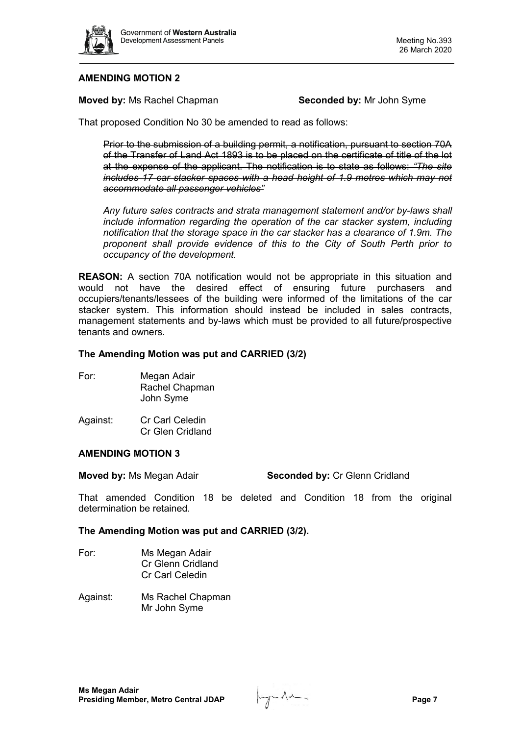### AMENDING MOTION 2

**Moved by:** Ms Rachel Chapman **Seconded by:** Mr John Syme

That proposed Condition No 30 be amended to read as follows:

> ~~Prior to the submission of a building permit, a notification, pursuant to section 70A of the Transfer of Land Act 1893 is to be placed on the certificate of title of the lot at the expense of the applicant. The notification is to state as follows: *"The site includes 17 car stacker spaces with a head height of 1.9 metres which may not accommodate all passenger vehicles"*~~
>
> *Any future sales contracts and strata management statement and/or by-laws shall include information regarding the operation of the car stacker system, including notification that the storage space in the car stacker has a clearance of 1.9m. The proponent shall provide evidence of this to the City of South Perth prior to occupancy of the development.*

**REASON:** A section 70A notification would not be appropriate in this situation and would not have the desired effect of ensuring future purchasers and occupiers/tenants/lessees of the building were informed of the limitations of the car stacker system. This information should instead be included in sales contracts, management statements and by-laws which must be provided to all future/prospective tenants and owners.

**The Amending Motion was put and CARRIED (3/2)**

For: Megan Adair
Rachel Chapman
John Syme

Against: Cr Carl Celedin
Cr Glen Cridland

### AMENDING MOTION 3

**Moved by:** Ms Megan Adair **Seconded by:** Cr Glenn Cridland

That amended Condition 18 be deleted and Condition 18 from the original determination be retained.

**The Amending Motion was put and CARRIED (3/2).**

For: Ms Megan Adair
Cr Glenn Cridland
Cr Carl Celedin

Against: Ms Rachel Chapman
Mr John Syme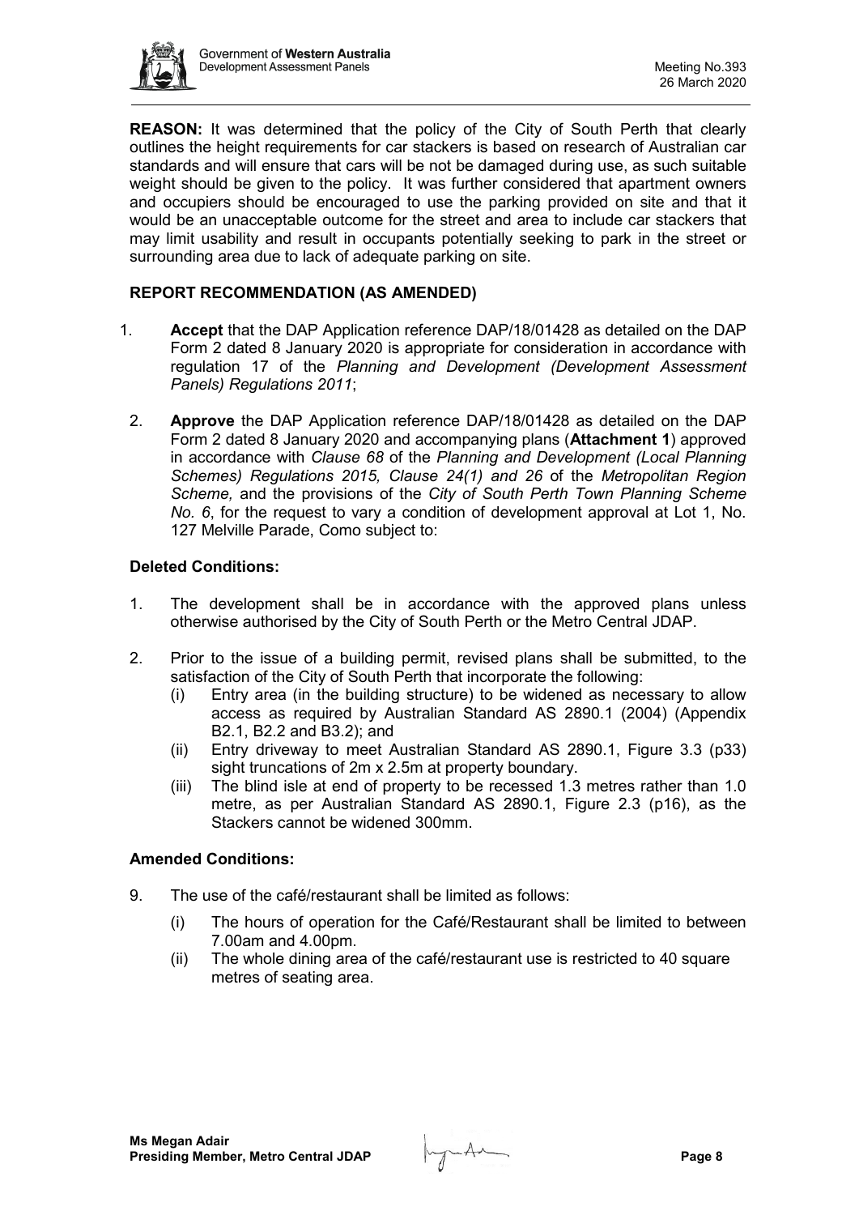**REASON:** It was determined that the policy of the City of South Perth that clearly outlines the height requirements for car stackers is based on research of Australian car standards and will ensure that cars will be not be damaged during use, as such suitable weight should be given to the policy. It was further considered that apartment owners and occupiers should be encouraged to use the parking provided on site and that it would be an unacceptable outcome for the street and area to include car stackers that may limit usability and result in occupants potentially seeking to park in the street or surrounding area due to lack of adequate parking on site.

**REPORT RECOMMENDATION (AS AMENDED)**

1. **Accept** that the DAP Application reference DAP/18/01428 as detailed on the DAP Form 2 dated 8 January 2020 is appropriate for consideration in accordance with regulation 17 of the *Planning and Development (Development Assessment Panels) Regulations 2011*;

2. **Approve** the DAP Application reference DAP/18/01428 as detailed on the DAP Form 2 dated 8 January 2020 and accompanying plans (**Attachment 1**) approved in accordance with *Clause 68* of the *Planning and Development (Local Planning Schemes) Regulations 2015, Clause 24(1) and 26* of the *Metropolitan Region Scheme,* and the provisions of the *City of South Perth Town Planning Scheme No. 6*, for the request to vary a condition of development approval at Lot 1, No. 127 Melville Parade, Como subject to:

**Deleted Conditions:**

1. The development shall be in accordance with the approved plans unless otherwise authorised by the City of South Perth or the Metro Central JDAP.

2. Prior to the issue of a building permit, revised plans shall be submitted, to the satisfaction of the City of South Perth that incorporate the following:
   (i) Entry area (in the building structure) to be widened as necessary to allow access as required by Australian Standard AS 2890.1 (2004) (Appendix B2.1, B2.2 and B3.2); and
   (ii) Entry driveway to meet Australian Standard AS 2890.1, Figure 3.3 (p33) sight truncations of 2m x 2.5m at property boundary.
   (iii) The blind isle at end of property to be recessed 1.3 metres rather than 1.0 metre, as per Australian Standard AS 2890.1, Figure 2.3 (p16), as the Stackers cannot be widened 300mm.

**Amended Conditions:**

9. The use of the café/restaurant shall be limited as follows:
   (i) The hours of operation for the Café/Restaurant shall be limited to between 7.00am and 4.00pm.
   (ii) The whole dining area of the café/restaurant use is restricted to 40 square metres of seating area.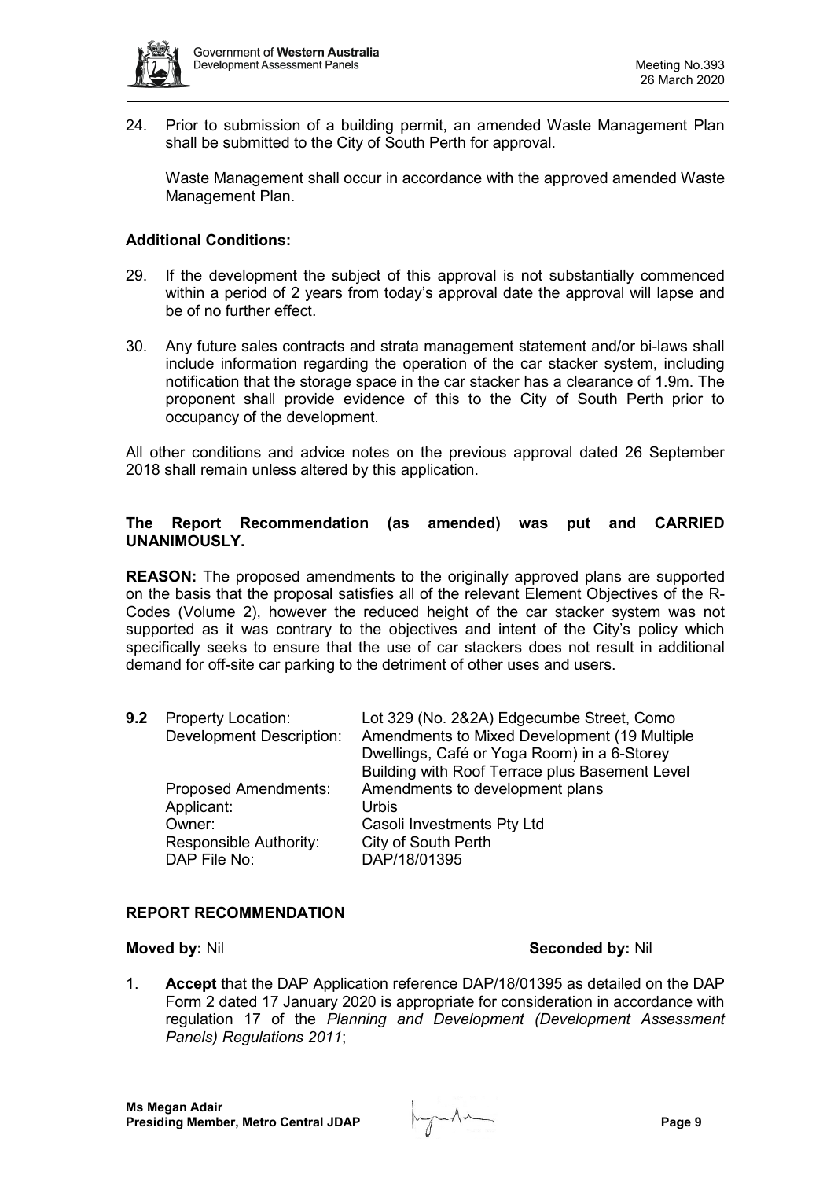24. Prior to submission of a building permit, an amended Waste Management Plan shall be submitted to the City of South Perth for approval.

    Waste Management shall occur in accordance with the approved amended Waste Management Plan.

**Additional Conditions:**

29. If the development the subject of this approval is not substantially commenced within a period of 2 years from today's approval date the approval will lapse and be of no further effect.

30. Any future sales contracts and strata management statement and/or bi-laws shall include information regarding the operation of the car stacker system, including notification that the storage space in the car stacker has a clearance of 1.9m. The proponent shall provide evidence of this to the City of South Perth prior to occupancy of the development.

All other conditions and advice notes on the previous approval dated 26 September 2018 shall remain unless altered by this application.

**The Report Recommendation (as amended) was put and CARRIED UNANIMOUSLY.**

**REASON:** The proposed amendments to the originally approved plans are supported on the basis that the proposal satisfies all of the relevant Element Objectives of the R-Codes (Volume 2), however the reduced height of the car stacker system was not supported as it was contrary to the objectives and intent of the City's policy which specifically seeks to ensure that the use of car stackers does not result in additional demand for off-site car parking to the detriment of other uses and users.

**9.2** Property Location: Lot 329 (No. 2&2A) Edgecumbe Street, Como
Development Description: Amendments to Mixed Development (19 Multiple Dwellings, Café or Yoga Room) in a 6-Storey Building with Roof Terrace plus Basement Level
Proposed Amendments: Amendments to development plans
Applicant: Urbis
Owner: Casoli Investments Pty Ltd
Responsible Authority: City of South Perth
DAP File No: DAP/18/01395

**REPORT RECOMMENDATION**

**Moved by:** Nil **Seconded by:** Nil

1. **Accept** that the DAP Application reference DAP/18/01395 as detailed on the DAP Form 2 dated 17 January 2020 is appropriate for consideration in accordance with regulation 17 of the *Planning and Development (Development Assessment Panels) Regulations 2011*;

**Ms Megan Adair**
**Presiding Member, Metro Central JDAP**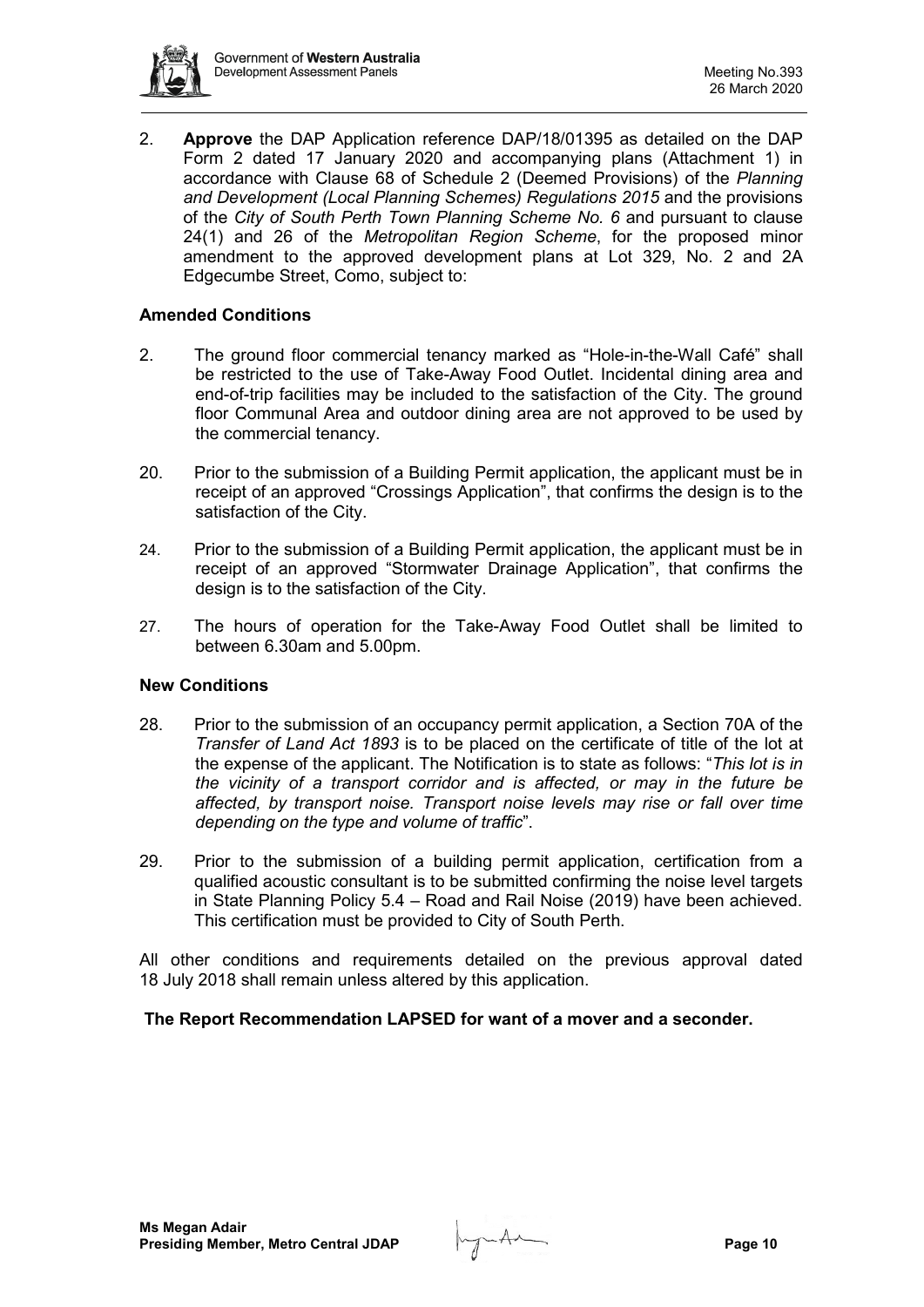2. **Approve** the DAP Application reference DAP/18/01395 as detailed on the DAP Form 2 dated 17 January 2020 and accompanying plans (Attachment 1) in accordance with Clause 68 of Schedule 2 (Deemed Provisions) of the *Planning and Development (Local Planning Schemes) Regulations 2015* and the provisions of the *City of South Perth Town Planning Scheme No. 6* and pursuant to clause 24(1) and 26 of the *Metropolitan Region Scheme*, for the proposed minor amendment to the approved development plans at Lot 329, No. 2 and 2A Edgecumbe Street, Como, subject to:

**Amended Conditions**

2. The ground floor commercial tenancy marked as "Hole-in-the-Wall Café" shall be restricted to the use of Take-Away Food Outlet. Incidental dining area and end-of-trip facilities may be included to the satisfaction of the City. The ground floor Communal Area and outdoor dining area are not approved to be used by the commercial tenancy.

20. Prior to the submission of a Building Permit application, the applicant must be in receipt of an approved "Crossings Application", that confirms the design is to the satisfaction of the City.

24. Prior to the submission of a Building Permit application, the applicant must be in receipt of an approved "Stormwater Drainage Application", that confirms the design is to the satisfaction of the City.

27. The hours of operation for the Take-Away Food Outlet shall be limited to between 6.30am and 5.00pm.

**New Conditions**

28. Prior to the submission of an occupancy permit application, a Section 70A of the *Transfer of Land Act 1893* is to be placed on the certificate of title of the lot at the expense of the applicant. The Notification is to state as follows: "*This lot is in the vicinity of a transport corridor and is affected, or may in the future be affected, by transport noise. Transport noise levels may rise or fall over time depending on the type and volume of traffic*".

29. Prior to the submission of a building permit application, certification from a qualified acoustic consultant is to be submitted confirming the noise level targets in State Planning Policy 5.4 – Road and Rail Noise (2019) have been achieved. This certification must be provided to City of South Perth.

All other conditions and requirements detailed on the previous approval dated 18 July 2018 shall remain unless altered by this application.

**The Report Recommendation LAPSED for want of a mover and a seconder.**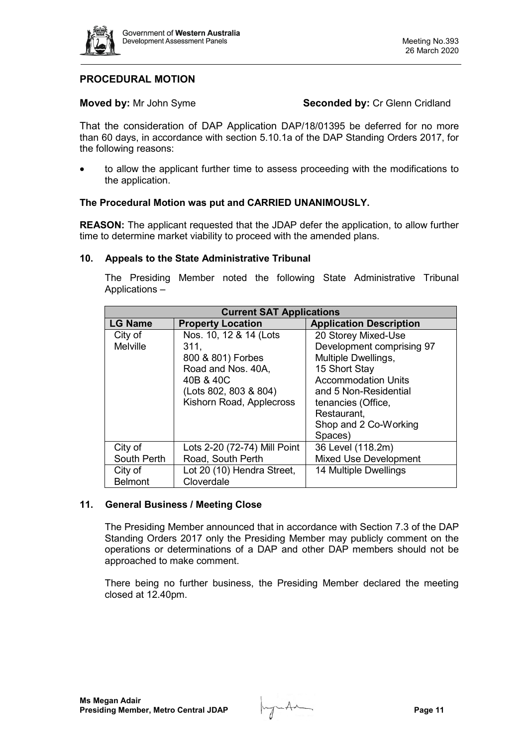## PROCEDURAL MOTION

**Moved by:** Mr John Syme **Seconded by:** Cr Glenn Cridland

That the consideration of DAP Application DAP/18/01395 be deferred for no more than 60 days, in accordance with section 5.10.1a of the DAP Standing Orders 2017, for the following reasons:

- to allow the applicant further time to assess proceeding with the modifications to the application.

**The Procedural Motion was put and CARRIED UNANIMOUSLY.**

**REASON:** The applicant requested that the JDAP defer the application, to allow further time to determine market viability to proceed with the amended plans.

### 10. Appeals to the State Administrative Tribunal

The Presiding Member noted the following State Administrative Tribunal Applications –

| Current SAT Applications | | |
|---|---|---|
| **LG Name** | **Property Location** | **Application Description** |
| City of Melville | Nos. 10, 12 & 14 (Lots 311, 800 & 801) Forbes Road and Nos. 40A, 40B & 40C (Lots 802, 803 & 804) Kishorn Road, Applecross | 20 Storey Mixed-Use Development comprising 97 Multiple Dwellings, 15 Short Stay Accommodation Units and 5 Non-Residential tenancies (Office, Restaurant, Shop and 2 Co-Working Spaces) |
| City of South Perth | Lots 2-20 (72-74) Mill Point Road, South Perth | 36 Level (118.2m) Mixed Use Development |
| City of Belmont | Lot 20 (10) Hendra Street, Cloverdale | 14 Multiple Dwellings |

### 11. General Business / Meeting Close

The Presiding Member announced that in accordance with Section 7.3 of the DAP Standing Orders 2017 only the Presiding Member may publicly comment on the operations or determinations of a DAP and other DAP members should not be approached to make comment.

There being no further business, the Presiding Member declared the meeting closed at 12.40pm.